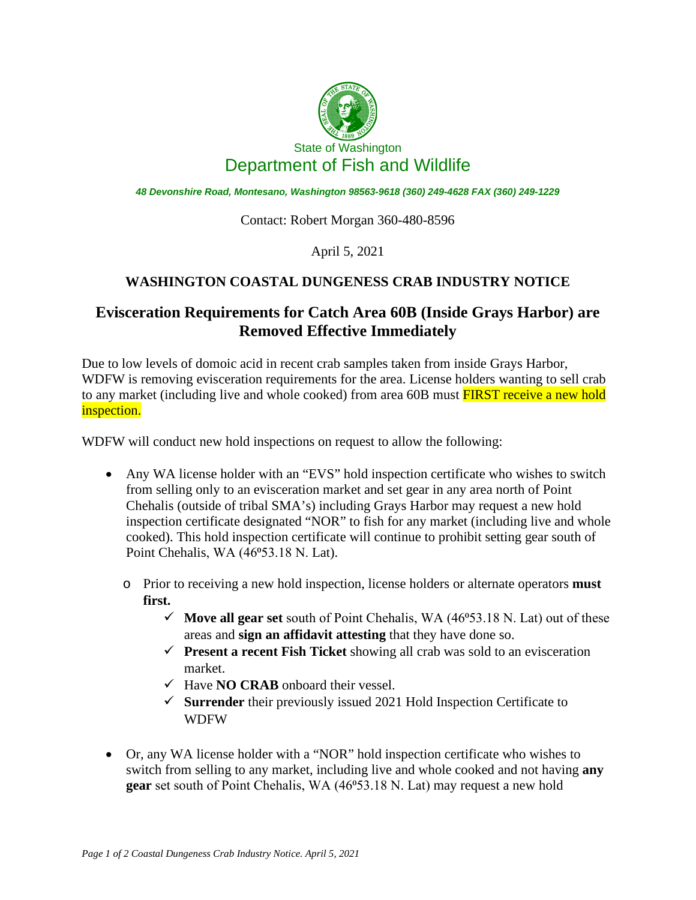State of Washington

Department of Fish and Wildlife

*48 Devonshire Road, Montesano, Washington 98563-9618 (360) 249-4628 FAX (360) 249-1229*

Contact: Robert Morgan 360-480-8596

April 5, 2021

## WASHINGTON COASTAL DUNGENESS CRAB INDUSTRY NOTICE

## Evisceration Requirements for Catch Area 60B (Inside Grays Harbor) are Removed Effective Immediately

Due to low levels of domoic acid in recent crab samples taken from inside Grays Harbor, WDFW is removing evisceration requirements for the area. License holders wanting to sell crab to any market (including live and whole cooked) from area 60B must FIRST receive a new hold inspection.

WDFW will conduct new hold inspections on request to allow the following:

- Any WA license holder with an "EVS" hold inspection certificate who wishes to switch from selling only to an evisceration market and set gear in any area north of Point Chehalis (outside of tribal SMA's) including Grays Harbor may request a new hold inspection certificate designated "NOR" to fish for any market (including live and whole cooked). This hold inspection certificate will continue to prohibit setting gear south of Point Chehalis, WA (46º53.18 N. Lat).
  - Prior to receiving a new hold inspection, license holders or alternate operators **must first.**
    - ✓ **Move all gear set** south of Point Chehalis, WA (46º53.18 N. Lat) out of these areas and **sign an affidavit attesting** that they have done so.
    - ✓ **Present a recent Fish Ticket** showing all crab was sold to an evisceration market.
    - ✓ Have **NO CRAB** onboard their vessel.
    - ✓ **Surrender** their previously issued 2021 Hold Inspection Certificate to WDFW
- Or, any WA license holder with a "NOR" hold inspection certificate who wishes to switch from selling to any market, including live and whole cooked and not having **any gear** set south of Point Chehalis, WA (46º53.18 N. Lat) may request a new hold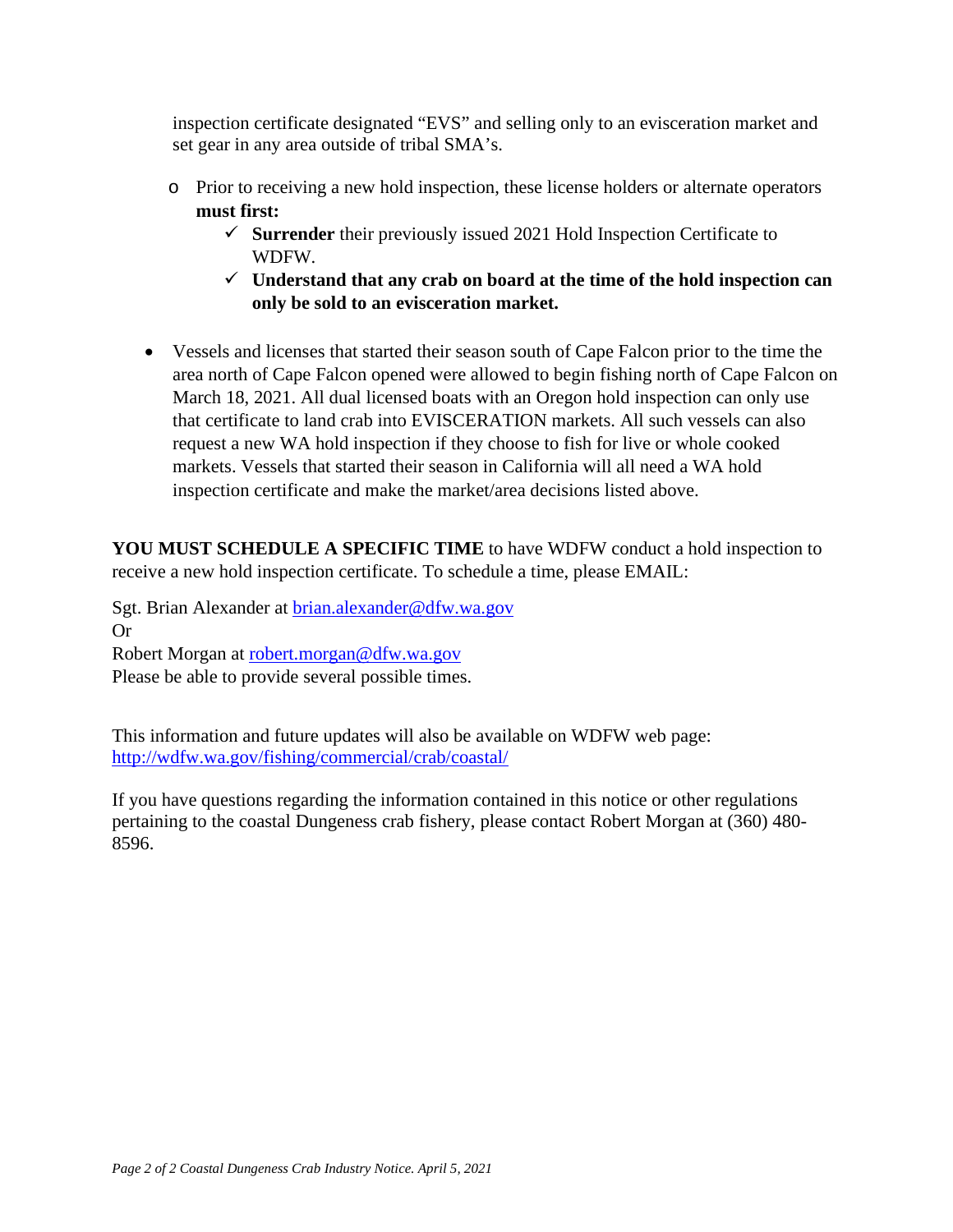inspection certificate designated "EVS" and selling only to an evisceration market and set gear in any area outside of tribal SMA's.

  - Prior to receiving a new hold inspection, these license holders or alternate operators **must first:**
    - ✓ **Surrender** their previously issued 2021 Hold Inspection Certificate to WDFW.
    - ✓ **Understand that any crab on board at the time of the hold inspection can only be sold to an evisceration market.**

- Vessels and licenses that started their season south of Cape Falcon prior to the time the area north of Cape Falcon opened were allowed to begin fishing north of Cape Falcon on March 18, 2021. All dual licensed boats with an Oregon hold inspection can only use that certificate to land crab into EVISCERATION markets. All such vessels can also request a new WA hold inspection if they choose to fish for live or whole cooked markets. Vessels that started their season in California will all need a WA hold inspection certificate and make the market/area decisions listed above.

**YOU MUST SCHEDULE A SPECIFIC TIME** to have WDFW conduct a hold inspection to receive a new hold inspection certificate. To schedule a time, please EMAIL:

Sgt. Brian Alexander at brian.alexander@dfw.wa.gov
Or
Robert Morgan at robert.morgan@dfw.wa.gov
Please be able to provide several possible times.

This information and future updates will also be available on WDFW web page: http://wdfw.wa.gov/fishing/commercial/crab/coastal/

If you have questions regarding the information contained in this notice or other regulations pertaining to the coastal Dungeness crab fishery, please contact Robert Morgan at (360) 480-8596.